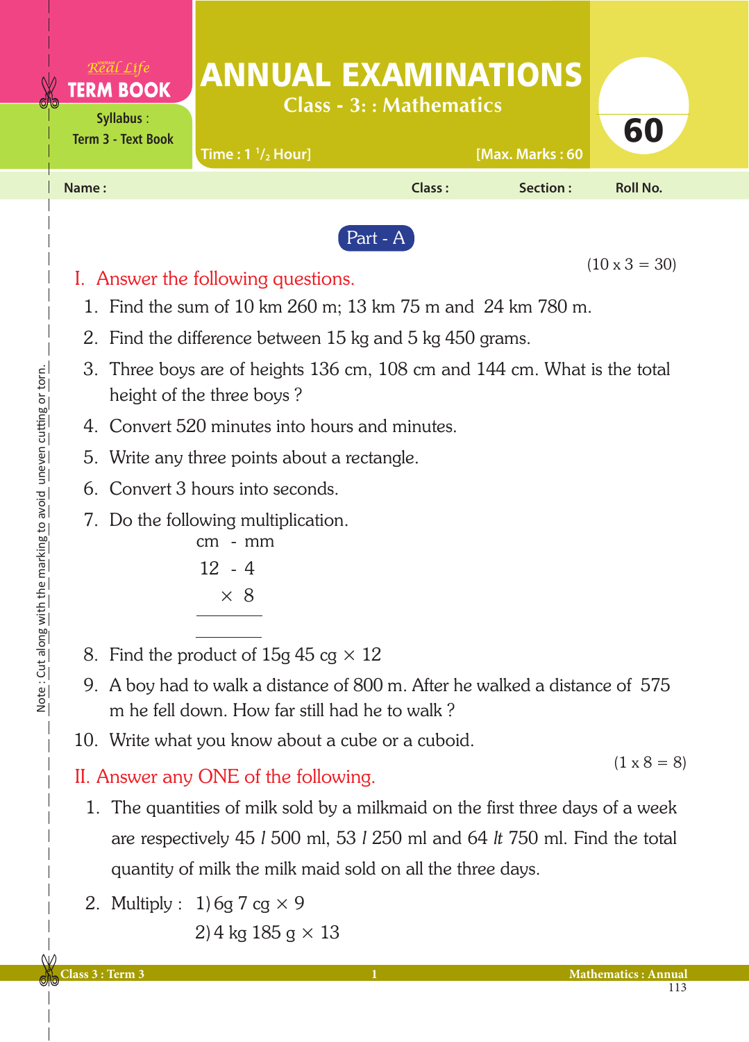Real Life **TERM BOOK**

Syllabus : Term 3 - Text Book

# ANNUAL EXAMINATIONS

## Class - 3: : Mathematics

Time : 1 $^{1}/_{2}$ Hour] [Max. Marks : 60

**60**

Name : Class : Section : Roll No.

### Part - A

(10 x 3 = 30)

**I. Answer the following questions.**

1. Find the sum of 10 km 260 m; 13 km 75 m and 24 km 780 m.
2. Find the difference between 15 kg and 5 kg 450 grams.
3. Three boys are of heights 136 cm, 108 cm and 144 cm. What is the total height of the three boys ?
4. Convert 520 minutes into hours and minutes.
5. Write any three points about a rectangle.
6. Convert 3 hours into seconds.
7. Do the following multiplication.

```
 cm - mm
 12 - 4
    × 8
 ________

 ________
```

8. Find the product of 15g 45 cg × 12
9. A boy had to walk a distance of 800 m. After he walked a distance of 575 m he fell down. How far still had he to walk ?
10. Write what you know about a cube or a cuboid.

(1 x 8 = 8)

**II. Answer any ONE of the following.**

1. The quantities of milk sold by a milkmaid on the first three days of a week are respectively 45 *l* 500 ml, 53 *l* 250 ml and 64 *lt* 750 ml. Find the total quantity of milk the milk maid sold on all the three days.
2. Multiply : 1) 6g 7 cg × 9

   2) 4 kg 185 g × 13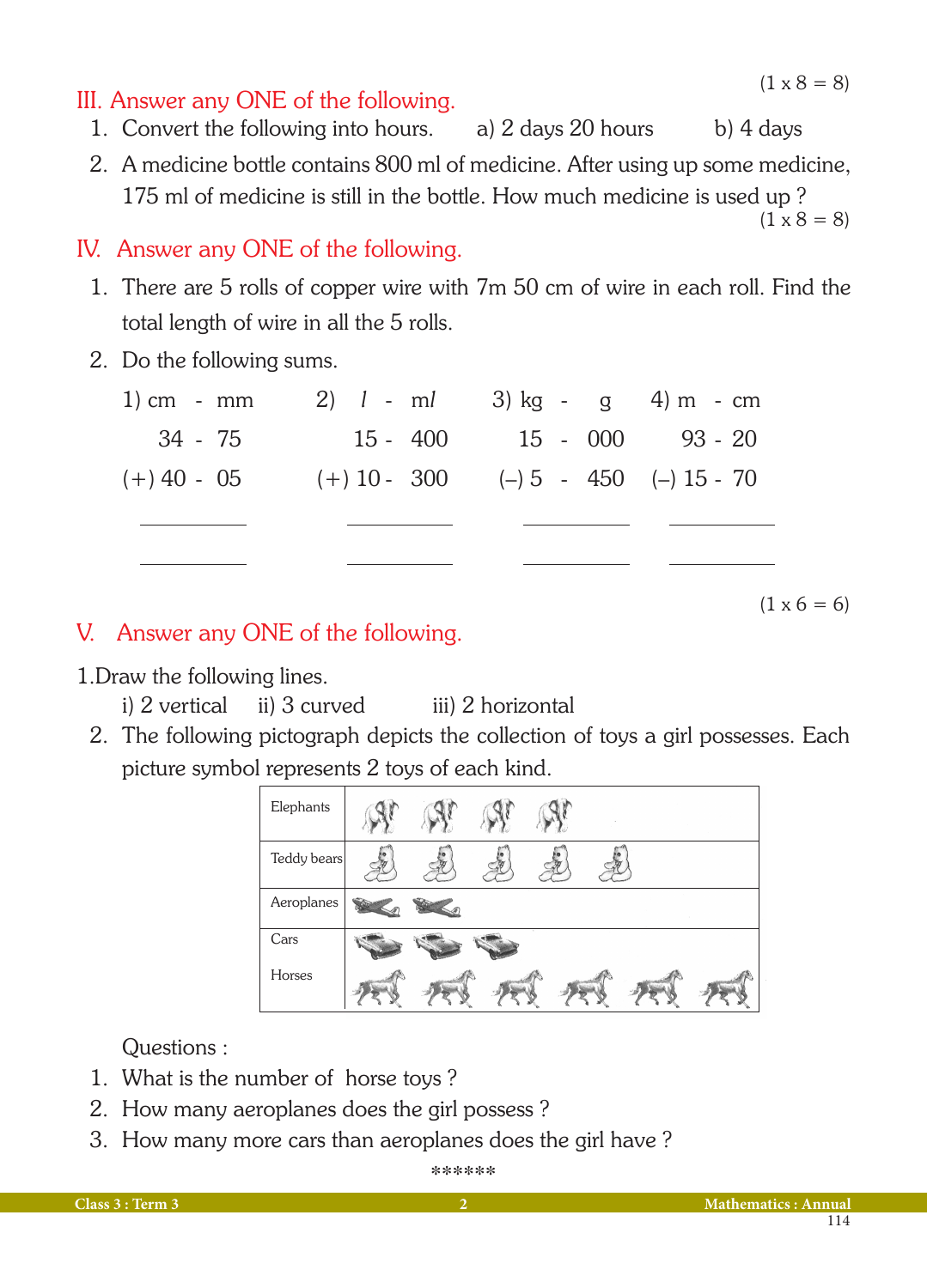## III. Answer any ONE of the following.

(1 x 8 = 8)

1. Convert the following into hours. a) 2 days 20 hours b) 4 days
2. A medicine bottle contains 800 ml of medicine. After using up some medicine, 175 ml of medicine is still in the bottle. How much medicine is used up ?

(1 x 8 = 8)

## IV. Answer any ONE of the following.

1. There are 5 rolls of copper wire with 7m 50 cm of wire in each roll. Find the total length of wire in all the 5 rolls.
2. Do the following sums.

| 1) cm - mm | 2) *l* - ml | 3) kg - g | 4) m - cm |
|---|---|---|---|
| 34 - 75 | 15 - 400 | 15 - 000 | 93 - 20 |
| (+) 40 - 05 | (+) 10 - 300 | (–) 5 - 450 | (–) 15 - 70 |
| ________ | ________ | ________ | ________ |
| ________ | ________ | ________ | ________ |

(1 x 6 = 6)

## V. Answer any ONE of the following.

1. Draw the following lines.
   i) 2 vertical ii) 3 curved iii) 2 horizontal
2. The following pictograph depicts the collection of toys a girl possesses. Each picture symbol represents 2 toys of each kind.

| Toy | Symbols |
|---|---|
| Elephants | 🐘 🐘 🐘 🐘 |
| Teddy bears | 🧸 🧸 🧸 🧸 🧸 |
| Aeroplanes | ✈ ✈ |
| Cars | 🚗 🚗 🚗 |
| Horses | 🐎 🐎 🐎 🐎 🐎 🐎 |

Questions :

1. What is the number of horse toys ?
2. How many aeroplanes does the girl possess ?
3. How many more cars than aeroplanes does the girl have ?

******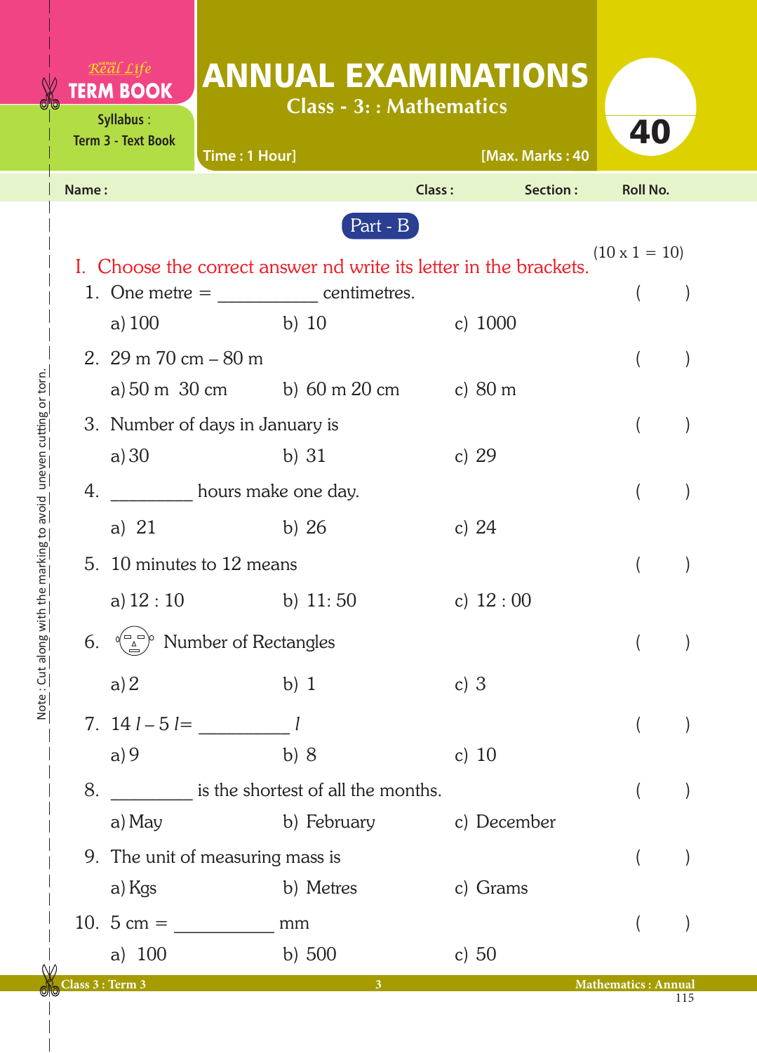Real Life **TERM BOOK**

Syllabus : Term 3 - Text Book

# ANNUAL EXAMINATIONS

## Class - 3: : Mathematics

Time : 1 Hour] [Max. Marks : 40

**40**

Name : Class : Section : Roll No.

## Part - B

I. Choose the correct answer nd write its letter in the brackets. (10 x 1 = 10)

1. One metre = __________ centimetres. (   )

   a) 100 b) 10 c) 1000

2. 29 m 70 cm – 80 m (   )

   a) 50 m 30 cm b) 60 m 20 cm c) 80 m

3. Number of days in January is (   )

   a) 30 b) 31 c) 29

4. ________ hours make one day. (   )

   a) 21 b) 26 c) 24

5. 10 minutes to 12 means (   )

   a) 12 : 10 b) 11: 50 c) 12 : 00

6. Number of Rectangles (   )

   a) 2 b) 1 c) 3

7. 14 *l* – 5 *l* = _________ *l* (   )

   a) 9 b) 8 c) 10

8. ________ is the shortest of all the months. (   )

   a) May b) February c) December

9. The unit of measuring mass is (   )

   a) Kgs b) Metres c) Grams

10. 5 cm = __________ mm (   )

    a) 100 b) 500 c) 50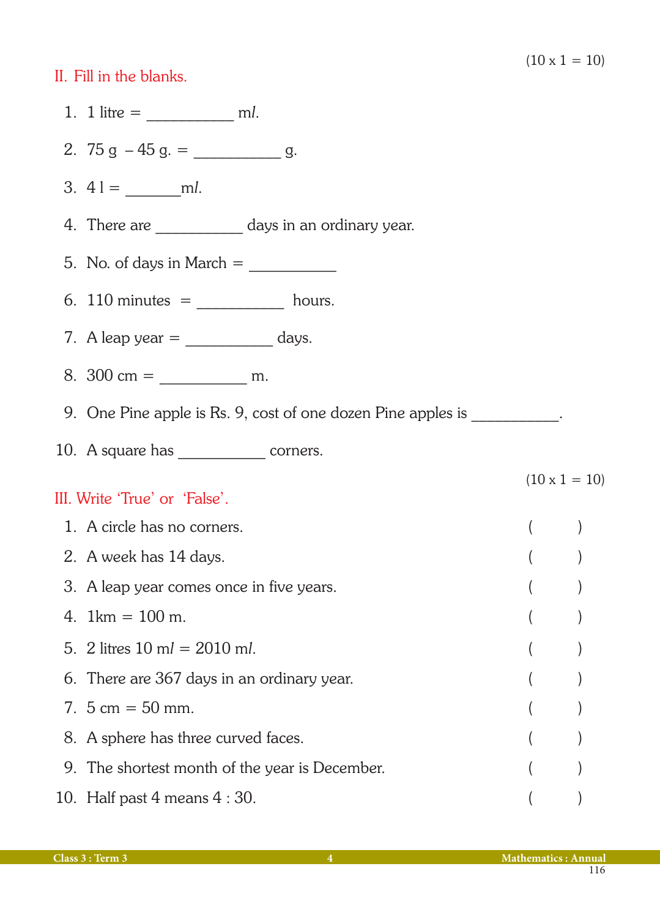(10 x 1 = 10)

## II. Fill in the blanks.

1. 1 litre = ___________ m*l*.
2. 75 g – 45 g. = ___________ g.
3. 4 l = _______m*l*.
4. There are ___________ days in an ordinary year.
5. No. of days in March = ___________
6. 110 minutes = ___________ hours.
7. A leap year = ___________ days.
8. 300 cm = ___________ m.
9. One Pine apple is Rs. 9, cost of one dozen Pine apples is ___________.
10. A square has ___________ corners.

(10 x 1 = 10)

## III. Write 'True' or 'False'.

1. A circle has no corners. (          )
2. A week has 14 days. (          )
3. A leap year comes once in five years. (          )
4. 1km = 100 m. (          )
5. 2 litres 10 m*l* = 2010 m*l*. (          )
6. There are 367 days in an ordinary year. (          )
7. 5 cm = 50 mm. (          )
8. A sphere has three curved faces. (          )
9. The shortest month of the year is December. (          )
10. Half past 4 means 4 : 30. (          )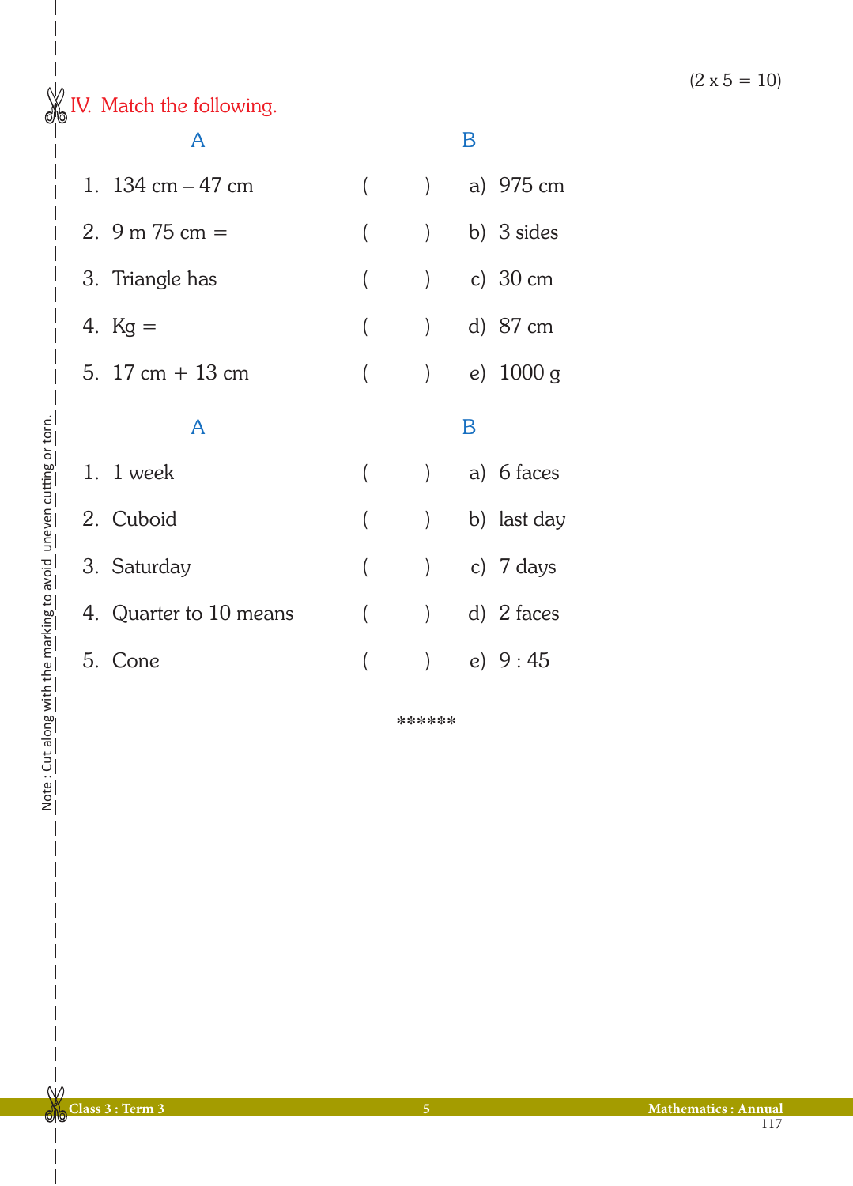(2 x 5 = 10)

## IV. Match the following.

| A | | B |
|---|---|---|
| 1. 134 cm – 47 cm | (   ) | a) 975 cm |
| 2. 9 m 75 cm = | (   ) | b) 3 sides |
| 3. Triangle has | (   ) | c) 30 cm |
| 4. Kg = | (   ) | d) 87 cm |
| 5. 17 cm + 13 cm | (   ) | e) 1000 g |

| A | | B |
|---|---|---|
| 1. 1 week | (   ) | a) 6 faces |
| 2. Cuboid | (   ) | b) last day |
| 3. Saturday | (   ) | c) 7 days |
| 4. Quarter to 10 means | (   ) | d) 2 faces |
| 5. Cone | (   ) | e) 9 : 45 |

******

Note : Cut along with the marking to avoid uneven cutting or torn.